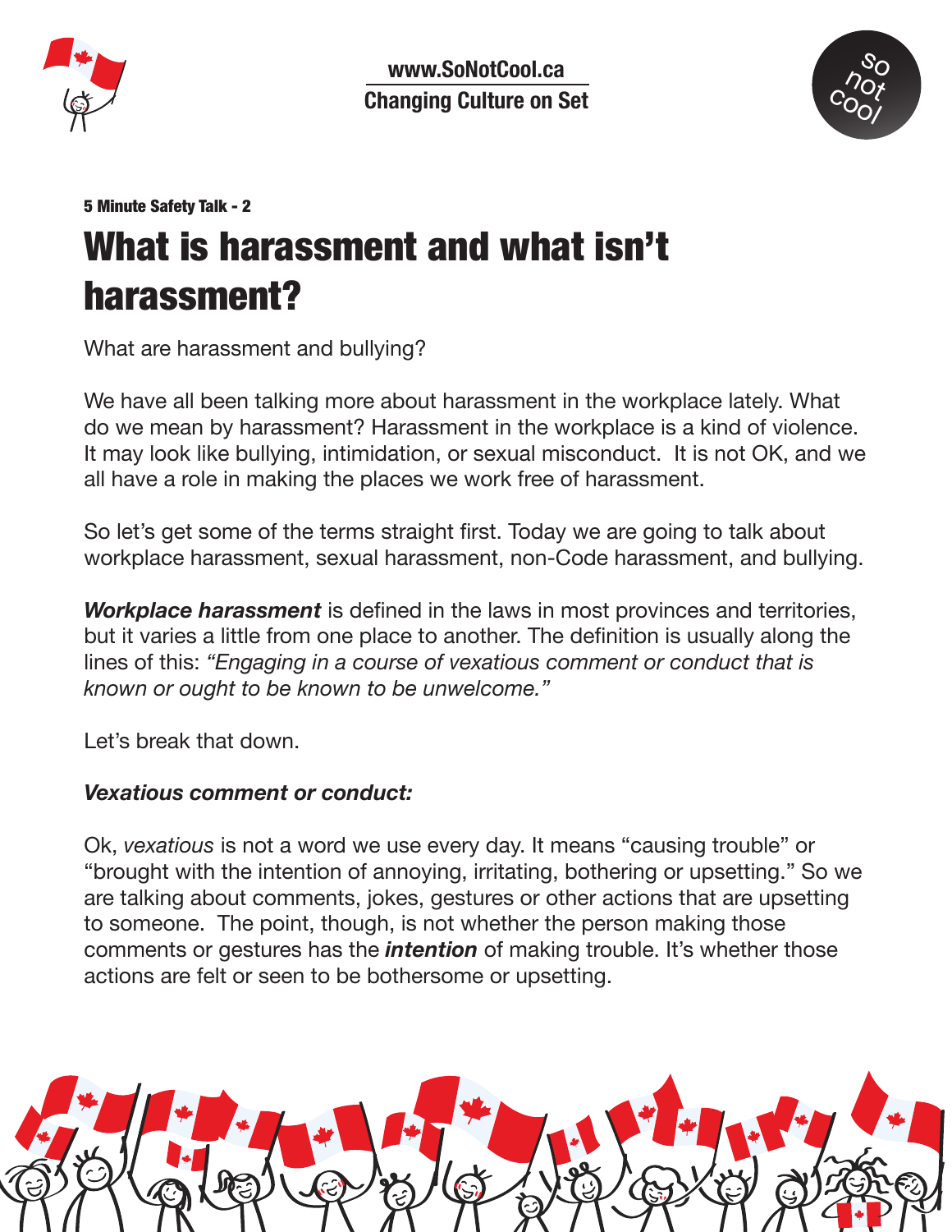www.SoNotCool.ca

Changing Culture on Set

5 Minute Safety Talk - 2

# What is harassment and what isn't harassment?

What are harassment and bullying?

We have all been talking more about harassment in the workplace lately. What do we mean by harassment? Harassment in the workplace is a kind of violence. It may look like bullying, intimidation, or sexual misconduct. It is not OK, and we all have a role in making the places we work free of harassment.

So let's get some of the terms straight first. Today we are going to talk about workplace harassment, sexual harassment, non-Code harassment, and bullying.

***Workplace harassment*** is defined in the laws in most provinces and territories, but it varies a little from one place to another. The definition is usually along the lines of this: *"Engaging in a course of vexatious comment or conduct that is known or ought to be known to be unwelcome."*

Let's break that down.

***Vexatious comment or conduct:***

Ok, *vexatious* is not a word we use every day. It means "causing trouble" or "brought with the intention of annoying, irritating, bothering or upsetting." So we are talking about comments, jokes, gestures or other actions that are upsetting to someone. The point, though, is not whether the person making those comments or gestures has the ***intention*** of making trouble. It's whether those actions are felt or seen to be bothersome or upsetting.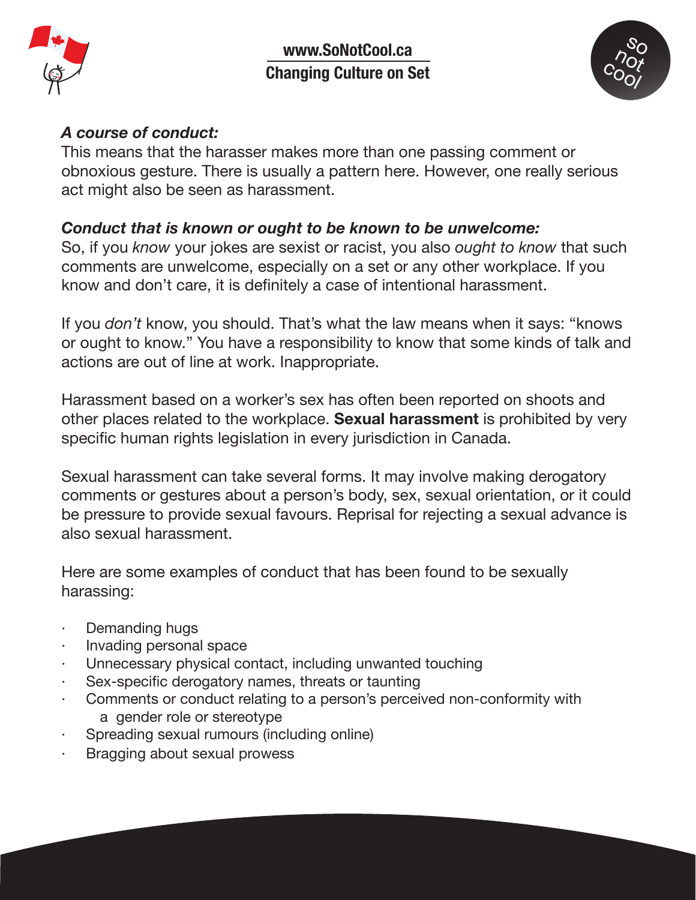*A course of conduct:*

This means that the harasser makes more than one passing comment or obnoxious gesture. There is usually a pattern here. However, one really serious act might also be seen as harassment.

*Conduct that is known or ought to be known to be unwelcome:*

So, if you *know* your jokes are sexist or racist, you also *ought to know* that such comments are unwelcome, especially on a set or any other workplace. If you know and don't care, it is definitely a case of intentional harassment.

If you *don't* know, you should. That's what the law means when it says: "knows or ought to know." You have a responsibility to know that some kinds of talk and actions are out of line at work. Inappropriate.

Harassment based on a worker's sex has often been reported on shoots and other places related to the workplace. **Sexual harassment** is prohibited by very specific human rights legislation in every jurisdiction in Canada.

Sexual harassment can take several forms. It may involve making derogatory comments or gestures about a person's body, sex, sexual orientation, or it could be pressure to provide sexual favours. Reprisal for rejecting a sexual advance is also sexual harassment.

Here are some examples of conduct that has been found to be sexually harassing:

- Demanding hugs
- Invading personal space
- Unnecessary physical contact, including unwanted touching
- Sex-specific derogatory names, threats or taunting
- Comments or conduct relating to a person's perceived non-conformity with a gender role or stereotype
- Spreading sexual rumours (including online)
- Bragging about sexual prowess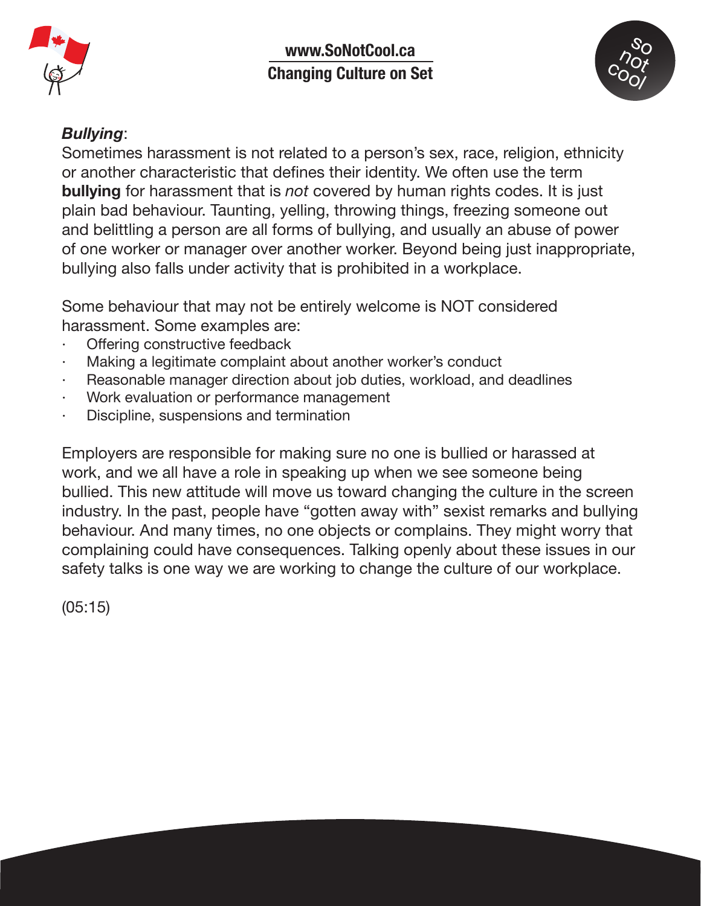***Bullying***:
Sometimes harassment is not related to a person's sex, race, religion, ethnicity or another characteristic that defines their identity. We often use the term **bullying** for harassment that is *not* covered by human rights codes. It is just plain bad behaviour. Taunting, yelling, throwing things, freezing someone out and belittling a person are all forms of bullying, and usually an abuse of power of one worker or manager over another worker. Beyond being just inappropriate, bullying also falls under activity that is prohibited in a workplace.

Some behaviour that may not be entirely welcome is NOT considered harassment. Some examples are:

- Offering constructive feedback
- Making a legitimate complaint about another worker's conduct
- Reasonable manager direction about job duties, workload, and deadlines
- Work evaluation or performance management
- Discipline, suspensions and termination

Employers are responsible for making sure no one is bullied or harassed at work, and we all have a role in speaking up when we see someone being bullied. This new attitude will move us toward changing the culture in the screen industry. In the past, people have "gotten away with" sexist remarks and bullying behaviour. And many times, no one objects or complains. They might worry that complaining could have consequences. Talking openly about these issues in our safety talks is one way we are working to change the culture of our workplace.

(05:15)